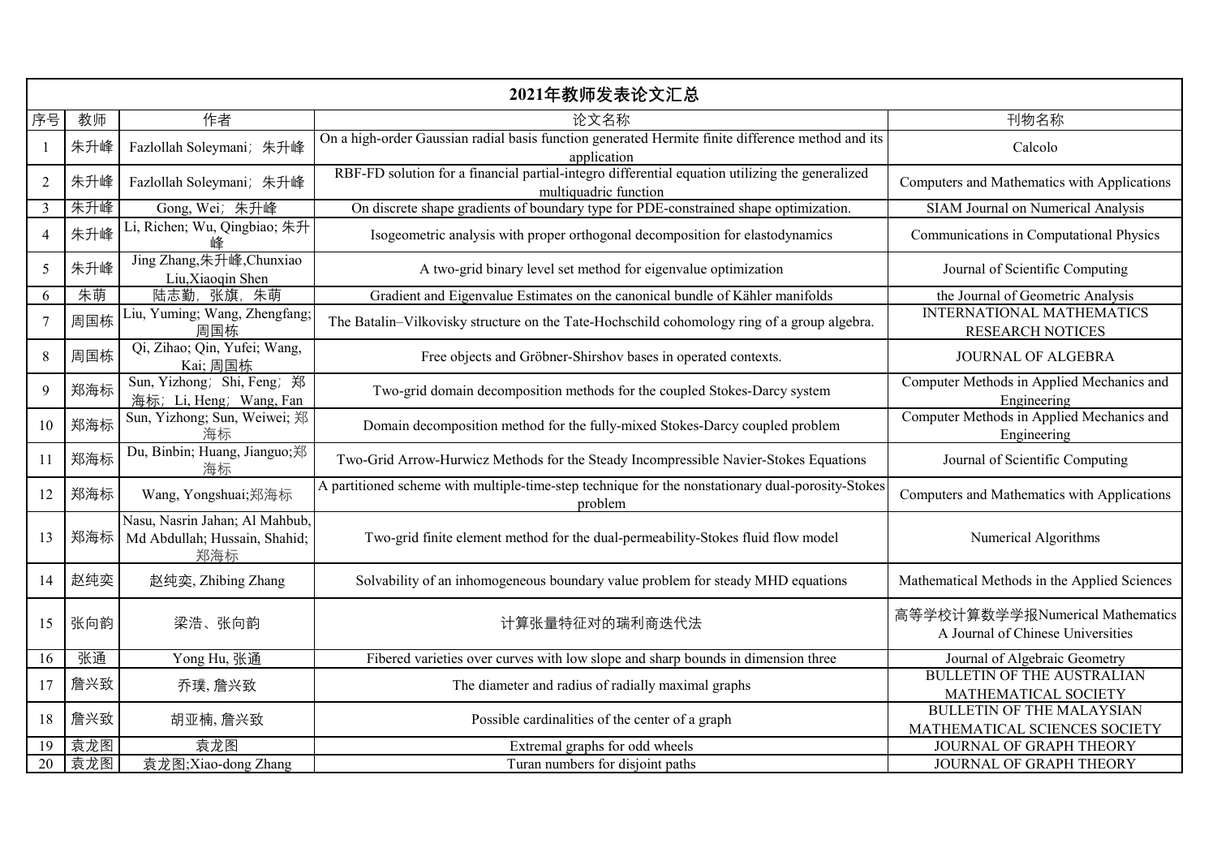| 2021年教师发表论文汇总 | | | | |
|---|---|---|---|---|
| 序号 | 教师 | 作者 | 论文名称 | 刊物名称 |
| 1 | 朱升峰 | Fazlollah Soleymani; 朱升峰 | On a high-order Gaussian radial basis function generated Hermite finite difference method and its application | Calcolo |
| 2 | 朱升峰 | Fazlollah Soleymani; 朱升峰 | RBF-FD solution for a financial partial-integro differential equation utilizing the generalized multiquadric function | Computers and Mathematics with Applications |
| 3 | 朱升峰 | Gong, Wei; 朱升峰 | On discrete shape gradients of boundary type for PDE-constrained shape optimization. | SIAM Journal on Numerical Analysis |
| 4 | 朱升峰 | Li, Richen; Wu, Qingbiao; 朱升峰 | Isogeometric analysis with proper orthogonal decomposition for elastodynamics | Communications in Computational Physics |
| 5 | 朱升峰 | Jing Zhang,朱升峰,Chunxiao Liu,Xiaoqin Shen | A two-grid binary level set method for eigenvalue optimization | Journal of Scientific Computing |
| 6 | 朱萌 | 陆志勤, 张旗, 朱萌 | Gradient and Eigenvalue Estimates on the canonical bundle of Kähler manifolds | the Journal of Geometric Analysis |
| 7 | 周国栋 | Liu, Yuming; Wang, Zhengfang; 周国栋 | The Batalin–Vilkovisky structure on the Tate-Hochschild cohomology ring of a group algebra. | INTERNATIONAL MATHEMATICS RESEARCH NOTICES |
| 8 | 周国栋 | Qi, Zihao; Qin, Yufei; Wang, Kai; 周国栋 | Free objects and Gröbner-Shirshov bases in operated contexts. | JOURNAL OF ALGEBRA |
| 9 | 郑海标 | Sun, Yizhong; Shi, Feng; 郑海标; Li, Heng; Wang, Fan | Two-grid domain decomposition methods for the coupled Stokes-Darcy system | Computer Methods in Applied Mechanics and Engineering |
| 10 | 郑海标 | Sun, Yizhong; Sun, Weiwei; 郑海标 | Domain decomposition method for the fully-mixed Stokes-Darcy coupled problem | Computer Methods in Applied Mechanics and Engineering |
| 11 | 郑海标 | Du, Binbin; Huang, Jianguo;郑海标 | Two-Grid Arrow-Hurwicz Methods for the Steady Incompressible Navier-Stokes Equations | Journal of Scientific Computing |
| 12 | 郑海标 | Wang, Yongshuai;郑海标 | A partitioned scheme with multiple-time-step technique for the nonstationary dual-porosity-Stokes problem | Computers and Mathematics with Applications |
| 13 | 郑海标 | Nasu, Nasrin Jahan; Al Mahbub, Md Abdullah; Hussain, Shahid; 郑海标 | Two-grid finite element method for the dual-permeability-Stokes fluid flow model | Numerical Algorithms |
| 14 | 赵纯奕 | 赵纯奕, Zhibing Zhang | Solvability of an inhomogeneous boundary value problem for steady MHD equations | Mathematical Methods in the Applied Sciences |
| 15 | 张向韵 | 梁浩、张向韵 | 计算张量特征对的瑞利商迭代法 | 高等学校计算数学学报Numerical Mathematics A Journal of Chinese Universities |
| 16 | 张通 | Yong Hu, 张通 | Fibered varieties over curves with low slope and sharp bounds in dimension three | Journal of Algebraic Geometry |
| 17 | 詹兴致 | 乔璞, 詹兴致 | The diameter and radius of radially maximal graphs | BULLETIN OF THE AUSTRALIAN MATHEMATICAL SOCIETY |
| 18 | 詹兴致 | 胡亚楠, 詹兴致 | Possible cardinalities of the center of a graph | BULLETIN OF THE MALAYSIAN MATHEMATICAL SCIENCES SOCIETY |
| 19 | 袁龙图 | 袁龙图 | Extremal graphs for odd wheels | JOURNAL OF GRAPH THEORY |
| 20 | 袁龙图 | 袁龙图;Xiao-dong Zhang | Turan numbers for disjoint paths | JOURNAL OF GRAPH THEORY |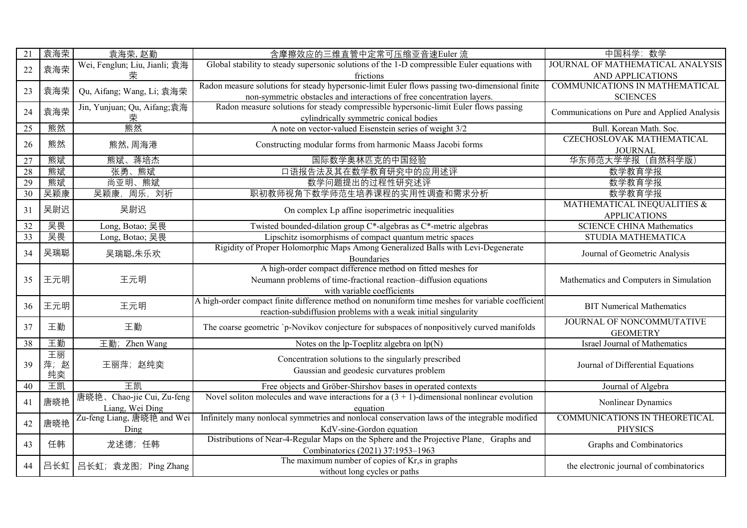| 21 | 袁海荣 | 袁海荣, 赵勤 | 含摩擦效应的三维直管中定常可压缩亚音速Euler 流 | 中国科学：数学 |
|---|---|---|---|---|
| 22 | 袁海荣 | Wei, Fenglun; Liu, Jianli; 袁海荣 | Global stability to steady supersonic solutions of the 1-D compressible Euler equations with frictions | JOURNAL OF MATHEMATICAL ANALYSIS AND APPLICATIONS |
| 23 | 袁海荣 | Qu, Aifang; Wang, Li; 袁海荣 | Radon measure solutions for steady hypersonic-limit Euler flows passing two-dimensional finite non-symmetric obstacles and interactions of free concentration layers. | COMMUNICATIONS IN MATHEMATICAL SCIENCES |
| 24 | 袁海荣 | Jin, Yunjuan; Qu, Aifang;袁海荣 | Radon measure solutions for steady compressible hypersonic-limit Euler flows passing cylindrically symmetric conical bodies | Communications on Pure and Applied Analysis |
| 25 | 熊然 | 熊然 | A note on vector-valued Eisenstein series of weight 3/2 | Bull. Korean Math. Soc. |
| 26 | 熊然 | 熊然, 周海港 | Constructing modular forms from harmonic Maass Jacobi forms | CZECHOSLOVAK MATHEMATICAL JOURNAL |
| 27 | 熊斌 | 熊斌、蒋培杰 | 国际数学奥林匹克的中国经验 | 华东师范大学学报（自然科学版） |
| 28 | 熊斌 | 张勇、熊斌 | 口语报告法及其在数学教育研究中的应用述评 | 数学教育学报 |
| 29 | 熊斌 | 尚亚明、熊斌 | 数学问题提出的过程性研究述评 | 数学教育学报 |
| 30 | 吴颖康 | 吴颖康，周乐，刘祈 | 职初教师视角下数学师范生培养课程的实用性调查和需求分析 | 数学教育学报 |
| 31 | 吴尉迟 | 吴尉迟 | On complex Lp affine isoperimetric inequalities | MATHEMATICAL INEQUALITIES & APPLICATIONS |
| 32 | 吴畏 | Long, Botao; 吴畏 | Twisted bounded-dilation group C*-algebras as C*-metric algebras | SCIENCE CHINA Mathematics |
| 33 | 吴畏 | Long, Botao; 吴畏 | Lipschitz isomorphisms of compact quantum metric spaces | STUDIA MATHEMATICA |
| 34 | 吴瑞聪 | 吴瑞聪,朱乐欢 | Rigidity of Proper Holomorphic Maps Among Generalized Balls with Levi-Degenerate Boundaries | Journal of Geometric Analysis |
| 35 | 王元明 | 王元明 | A high-order compact difference method on fitted meshes for Neumann problems of time-fractional reaction–diffusion equations with variable coefficients | Mathematics and Computers in Simulation |
| 36 | 王元明 | 王元明 | A high-order compact finite difference method on nonuniform time meshes for variable coefficient reaction-subdiffusion problems with a weak initial singularity | BIT Numerical Mathematics |
| 37 | 王勤 | 王勤 | The coarse geometric `p-Novikov conjecture for subspaces of nonpositively curved manifolds | JOURNAL OF NONCOMMUTATIVE GEOMETRY |
| 38 | 王勤 | 王勤；Zhen Wang | Notes on the lp-Toeplitz algebra on lp(N) | Israel Journal of Mathematics |
| 39 | 王丽萍；赵纯奕 | 王丽萍；赵纯奕 | Concentration solutions to the singularly prescribed Gaussian and geodesic curvatures problem | Journal of Differential Equations |
| 40 | 王凯 | 王凯 | Free objects and Gröber-Shirshov bases in operated contexts | Journal of Algebra |
| 41 | 唐晓艳 | 唐晓艳、Chao-jie Cui, Zu-feng Liang, Wei Ding | Novel soliton molecules and wave interactions for a (3 + 1)-dimensional nonlinear evolution equation | Nonlinear Dynamics |
| 42 | 唐晓艳 | Zu-feng Liang, 唐晓艳 and Wei Ding | Infinitely many nonlocal symmetries and nonlocal conservation laws of the integrable modified KdV-sine-Gordon equation | COMMUNICATIONS IN THEORETICAL PHYSICS |
| 43 | 任韩 | 龙述德；任韩 | Distributions of Near-4-Regular Maps on the Sphere and the Projective Plane，Graphs and Combinatorics (2021) 37:1953–1963 | Graphs and Combinatorics |
| 44 | 吕长虹 | 吕长虹；袁龙图；Ping Zhang | The maximum number of copies of Kr,s in graphs without long cycles or paths | the electronic journal of combinatorics |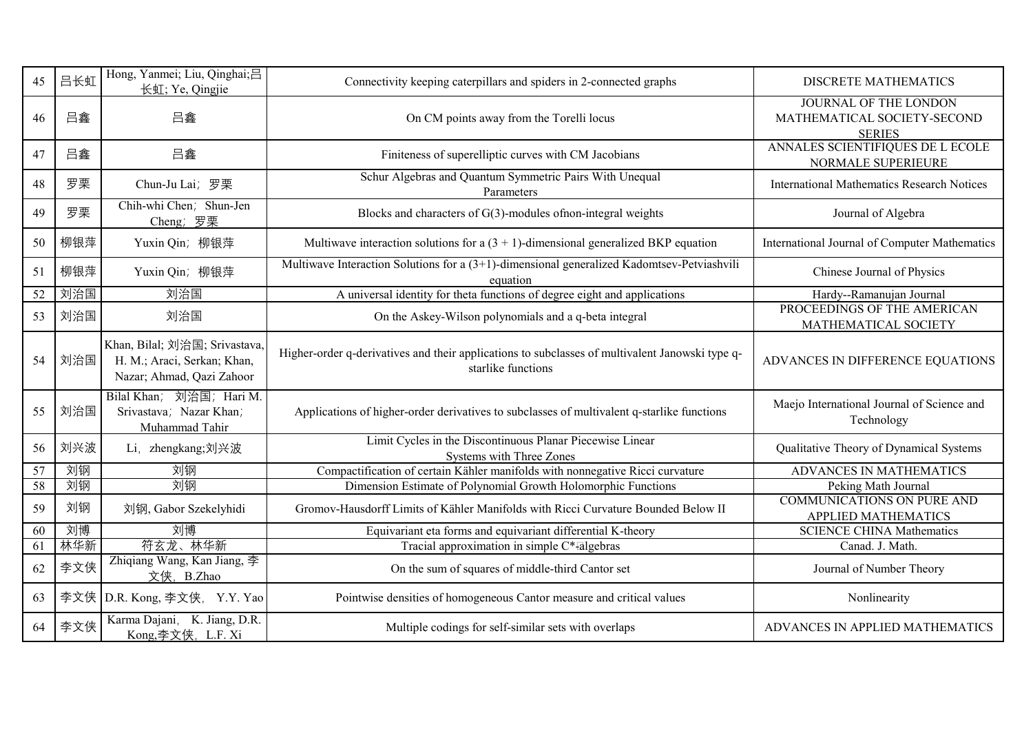| 45 | 吕长虹 | Hong, Yanmei; Liu, Qinghai;吕长虹; Ye, Qingjie | Connectivity keeping caterpillars and spiders in 2-connected graphs | DISCRETE MATHEMATICS |
|---|---|---|---|---|
| 46 | 吕鑫 | 吕鑫 | On CM points away from the Torelli locus | JOURNAL OF THE LONDON MATHEMATICAL SOCIETY-SECOND SERIES |
| 47 | 吕鑫 | 吕鑫 | Finiteness of superelliptic curves with CM Jacobians | ANNALES SCIENTIFIQUES DE L ECOLE NORMALE SUPERIEURE |
| 48 | 罗栗 | Chun-Ju Lai；罗栗 | Schur Algebras and Quantum Symmetric Pairs With Unequal Parameters | International Mathematics Research Notices |
| 49 | 罗栗 | Chih-whi Chen；Shun-Jen Cheng；罗栗 | Blocks and characters of G(3)-modules ofnon-integral weights | Journal of Algebra |
| 50 | 柳银萍 | Yuxin Qin；柳银萍 | Multiwave interaction solutions for a (3 + 1)-dimensional generalized BKP equation | International Journal of Computer Mathematics |
| 51 | 柳银萍 | Yuxin Qin；柳银萍 | Multiwave Interaction Solutions for a (3+1)-dimensional generalized Kadomtsev-Petviashvili equation | Chinese Journal of Physics |
| 52 | 刘治国 | 刘治国 | A universal identity for theta functions of degree eight and applications | Hardy--Ramanujan Journal |
| 53 | 刘治国 | 刘治国 | On the Askey-Wilson polynomials and a q-beta integral | PROCEEDINGS OF THE AMERICAN MATHEMATICAL SOCIETY |
| 54 | 刘治国 | Khan, Bilal; 刘治国; Srivastava, H. M.; Araci, Serkan; Khan, Nazar; Ahmad, Qazi Zahoor | Higher-order q-derivatives and their applications to subclasses of multivalent Janowski type q-starlike functions | ADVANCES IN DIFFERENCE EQUATIONS |
| 55 | 刘治国 | Bilal Khan；刘治国；Hari M. Srivastava；Nazar Khan；Muhammad Tahir | Applications of higher-order derivatives to subclasses of multivalent q-starlike functions | Maejo International Journal of Science and Technology |
| 56 | 刘兴波 | Li，zhengkang;刘兴波 | Limit Cycles in the Discontinuous Planar Piecewise Linear Systems with Three Zones | Qualitative Theory of Dynamical Systems |
| 57 | 刘钢 | 刘钢 | Compactification of certain Kähler manifolds with nonnegative Ricci curvature | ADVANCES IN MATHEMATICS |
| 58 | 刘钢 | 刘钢 | Dimension Estimate of Polynomial Growth Holomorphic Functions | Peking Math Journal |
| 59 | 刘钢 | 刘钢, Gabor Szekelyhidi | Gromov-Hausdorff Limits of Kähler Manifolds with Ricci Curvature Bounded Below II | COMMUNICATIONS ON PURE AND APPLIED MATHEMATICS |
| 60 | 刘博 | 刘博 | Equivariant eta forms and equivariant differential K-theory | SCIENCE CHINA Mathematics |
| 61 | 林华新 | 符玄龙、林华新 | Tracial approximation in simple C*-algebras | Canad. J. Math. |
| 62 | 李文侠 | Zhiqiang Wang, Kan Jiang, 李文侠，B.Zhao | On the sum of squares of middle-third Cantor set | Journal of Number Theory |
| 63 | 李文侠 | D.R. Kong, 李文侠，Y.Y. Yao | Pointwise densities of homogeneous Cantor measure and critical values | Nonlinearity |
| 64 | 李文侠 | Karma Dajani，K. Jiang, D.R. Kong,李文侠，L.F. Xi | Multiple codings for self-similar sets with overlaps | ADVANCES IN APPLIED MATHEMATICS |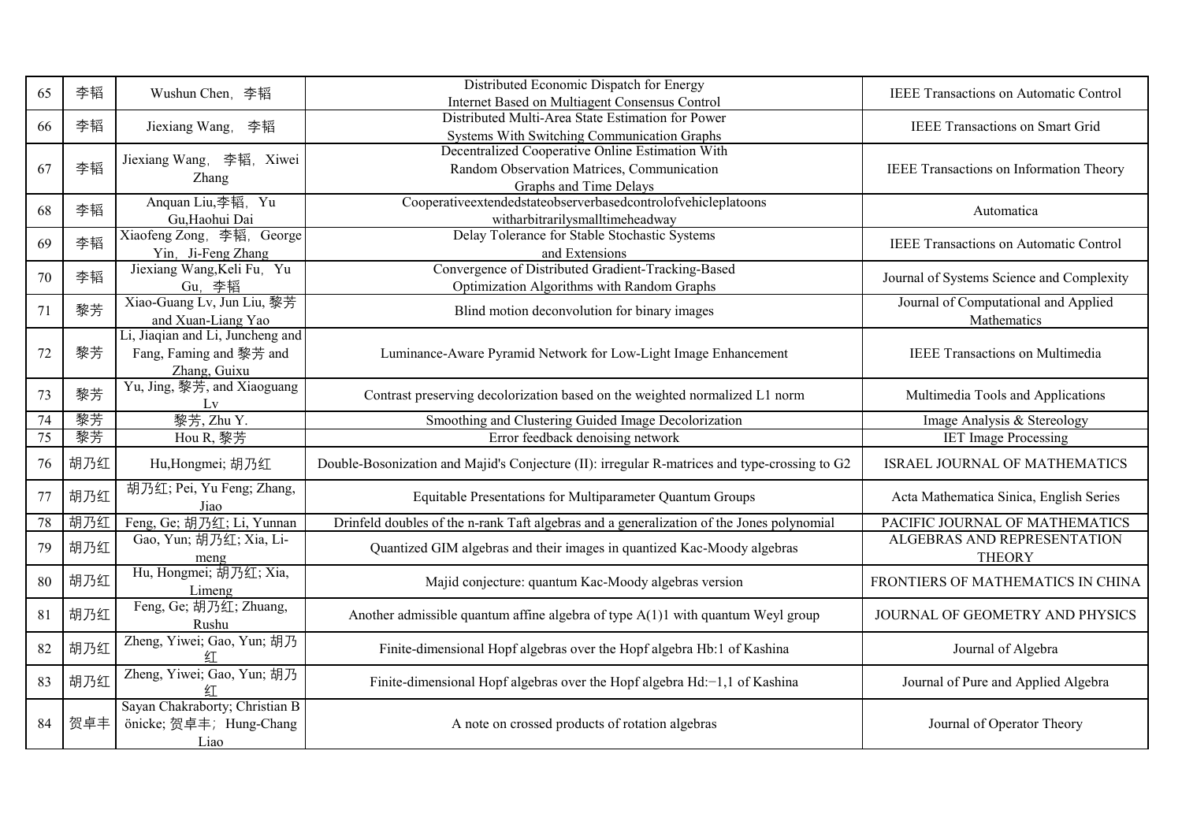| 65 | 李韬 | Wushun Chen，李韬 | Distributed Economic Dispatch for Energy Internet Based on Multiagent Consensus Control | IEEE Transactions on Automatic Control |
|---|---|---|---|---|
| 66 | 李韬 | Jiexiang Wang， 李韬 | Distributed Multi-Area State Estimation for Power Systems With Switching Communication Graphs | IEEE Transactions on Smart Grid |
| 67 | 李韬 | Jiexiang Wang， 李韬，Xiwei Zhang | Decentralized Cooperative Online Estimation With Random Observation Matrices, Communication Graphs and Time Delays | IEEE Transactions on Information Theory |
| 68 | 李韬 | Anquan Liu,李韬，Yu Gu,Haohui Dai | Cooperativeextendedstateobserverbasedcontrolofvehicleplatoons witharbitrarilysmalltimeheadway | Automatica |
| 69 | 李韬 | Xiaofeng Zong，李韬，George Yin，Ji-Feng Zhang | Delay Tolerance for Stable Stochastic Systems and Extensions | IEEE Transactions on Automatic Control |
| 70 | 李韬 | Jiexiang Wang,Keli Fu，Yu Gu，李韬 | Convergence of Distributed Gradient-Tracking-Based Optimization Algorithms with Random Graphs | Journal of Systems Science and Complexity |
| 71 | 黎芳 | Xiao-Guang Lv, Jun Liu, 黎芳 and Xuan-Liang Yao | Blind motion deconvolution for binary images | Journal of Computational and Applied Mathematics |
| 72 | 黎芳 | Li, Jiaqian and Li, Juncheng and Fang, Faming and 黎芳 and Zhang, Guixu | Luminance-Aware Pyramid Network for Low-Light Image Enhancement | IEEE Transactions on Multimedia |
| 73 | 黎芳 | Yu, Jing, 黎芳, and Xiaoguang Lv | Contrast preserving decolorization based on the weighted normalized L1 norm | Multimedia Tools and Applications |
| 74 | 黎芳 | 黎芳, Zhu Y. | Smoothing and Clustering Guided Image Decolorization | Image Analysis & Stereology |
| 75 | 黎芳 | Hou R, 黎芳 | Error feedback denoising network | IET Image Processing |
| 76 | 胡乃红 | Hu,Hongmei; 胡乃红 | Double-Bosonization and Majid's Conjecture (II): irregular R-matrices and type-crossing to G2 | ISRAEL JOURNAL OF MATHEMATICS |
| 77 | 胡乃红 | 胡乃红; Pei, Yu Feng; Zhang, Jiao | Equitable Presentations for Multiparameter Quantum Groups | Acta Mathematica Sinica, English Series |
| 78 | 胡乃红 | Feng, Ge; 胡乃红; Li, Yunnan | Drinfeld doubles of the n-rank Taft algebras and a generalization of the Jones polynomial | PACIFIC JOURNAL OF MATHEMATICS |
| 79 | 胡乃红 | Gao, Yun; 胡乃红; Xia, Li-meng | Quantized GIM algebras and their images in quantized Kac-Moody algebras | ALGEBRAS AND REPRESENTATION THEORY |
| 80 | 胡乃红 | Hu, Hongmei; 胡乃红; Xia, Limeng | Majid conjecture: quantum Kac-Moody algebras version | FRONTIERS OF MATHEMATICS IN CHINA |
| 81 | 胡乃红 | Feng, Ge; 胡乃红; Zhuang, Rushu | Another admissible quantum affine algebra of type A(1)1 with quantum Weyl group | JOURNAL OF GEOMETRY AND PHYSICS |
| 82 | 胡乃红 | Zheng, Yiwei; Gao, Yun; 胡乃红 | Finite-dimensional Hopf algebras over the Hopf algebra Hb:1 of Kashina | Journal of Algebra |
| 83 | 胡乃红 | Zheng, Yiwei; Gao, Yun; 胡乃红 | Finite-dimensional Hopf algebras over the Hopf algebra Hd:−1,1 of Kashina | Journal of Pure and Applied Algebra |
| 84 | 贺卓丰 | Sayan Chakraborty; Christian Bönicke; 贺卓丰；Hung-Chang Liao | A note on crossed products of rotation algebras | Journal of Operator Theory |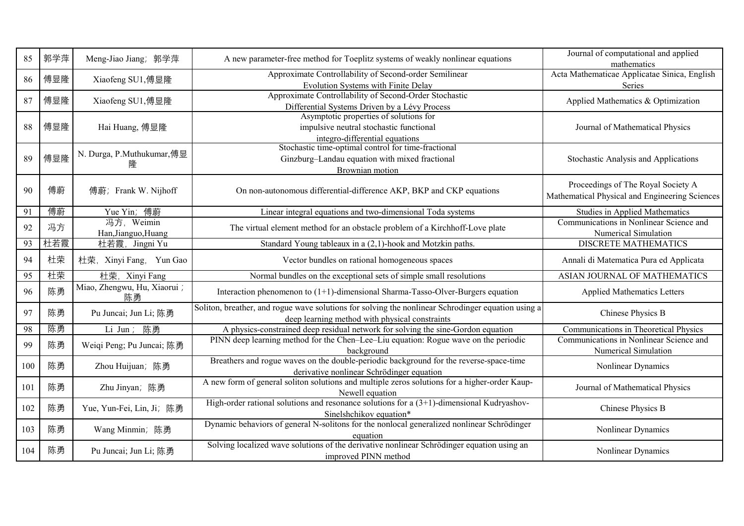| | | | | |
|---|---|---|---|---|
| 85 | 郭学萍 | Meng-Jiao Jiang；郭学萍 | A new parameter-free method for Toeplitz systems of weakly nonlinear equations | Journal of computational and applied mathematics |
| 86 | 傅显隆 | Xiaofeng SU1,傅显隆 | Approximate Controllability of Second-order Semilinear Evolution Systems with Finite Delay | Acta Mathematicae Applicatae Sinica, English Series |
| 87 | 傅显隆 | Xiaofeng SU1,傅显隆 | Approximate Controllability of Second-Order Stochastic Differential Systems Driven by a Lévy Process | Applied Mathematics & Optimization |
| 88 | 傅显隆 | Hai Huang, 傅显隆 | Asymptotic properties of solutions for impulsive neutral stochastic functional integro-differential equations | Journal of Mathematical Physics |
| 89 | 傅显隆 | N. Durga, P.Muthukumar,傅显隆 | Stochastic time-optimal control for time-fractional Ginzburg–Landau equation with mixed fractional Brownian motion | Stochastic Analysis and Applications |
| 90 | 傅蔚 | 傅蔚；Frank W. Nijhoff | On non-autonomous differential-difference AKP, BKP and CKP equations | Proceedings of The Royal Society A Mathematical Physical and Engineering Sciences |
| 91 | 傅蔚 | Yue Yin；傅蔚 | Linear integral equations and two-dimensional Toda systems | Studies in Applied Mathematics |
| 92 | 冯方 | 冯方，Weimin Han,Jianguo,Huang | The virtual element method for an obstacle problem of a Kirchhoff-Love plate | Communications in Nonlinear Science and Numerical Simulation |
| 93 | 杜若霞 | 杜若霞，Jingni Yu | Standard Young tableaux in a (2,1)-hook and Motzkin paths. | DISCRETE MATHEMATICS |
| 94 | 杜荣 | 杜荣，Xinyi Fang，Yun Gao | Vector bundles on rational homogeneous spaces | Annali di Matematica Pura ed Applicata |
| 95 | 杜荣 | 杜荣，Xinyi Fang | Normal bundles on the exceptional sets of simple small resolutions | ASIAN JOURNAL OF MATHEMATICS |
| 96 | 陈勇 | Miao, Zhengwu, Hu, Xiaorui；陈勇 | Interaction phenomenon to (1+1)-dimensional Sharma-Tasso-Olver-Burgers equation | Applied Mathematics Letters |
| 97 | 陈勇 | Pu Juncai; Jun Li; 陈勇 | Soliton, breather, and rogue wave solutions for solving the nonlinear Schrodinger equation using a deep learning method with physical constraints | Chinese Physics B |
| 98 | 陈勇 | Li Jun；陈勇 | A physics-constrained deep residual network for solving the sine-Gordon equation | Communications in Theoretical Physics |
| 99 | 陈勇 | Weiqi Peng; Pu Juncai; 陈勇 | PINN deep learning method for the Chen–Lee–Liu equation: Rogue wave on the periodic background | Communications in Nonlinear Science and Numerical Simulation |
| 100 | 陈勇 | Zhou Huijuan；陈勇 | Breathers and rogue waves on the double-periodic background for the reverse-space-time derivative nonlinear Schrödinger equation | Nonlinear Dynamics |
| 101 | 陈勇 | Zhu Jinyan；陈勇 | A new form of general soliton solutions and multiple zeros solutions for a higher-order Kaup-Newell equation | Journal of Mathematical Physics |
| 102 | 陈勇 | Yue, Yun-Fei, Lin, Ji；陈勇 | High-order rational solutions and resonance solutions for a (3+1)-dimensional Kudryashov-Sinelshchikov equation* | Chinese Physics B |
| 103 | 陈勇 | Wang Minmin；陈勇 | Dynamic behaviors of general N-solitons for the nonlocal generalized nonlinear Schrödinger equation | Nonlinear Dynamics |
| 104 | 陈勇 | Pu Juncai; Jun Li; 陈勇 | Solving localized wave solutions of the derivative nonlinear Schrödinger equation using an improved PINN method | Nonlinear Dynamics |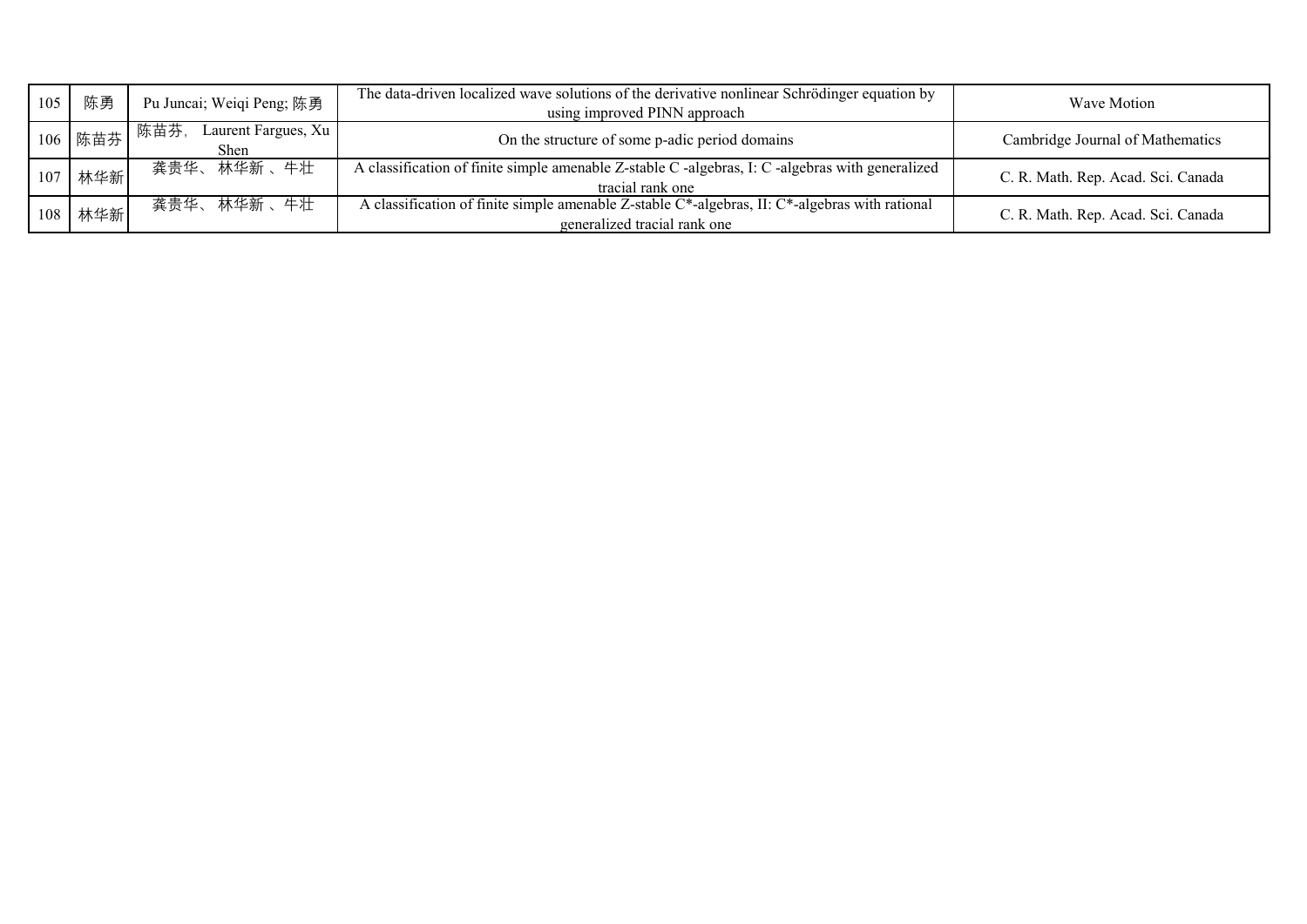| | | | | |
|---|---|---|---|---|
| 105 | 陈勇 | Pu Juncai; Weiqi Peng; 陈勇 | The data-driven localized wave solutions of the derivative nonlinear Schrödinger equation by using improved PINN approach | Wave Motion |
| 106 | 陈苗芬 | 陈苗芬， Laurent Fargues, Xu Shen | On the structure of some p-adic period domains | Cambridge Journal of Mathematics |
| 107 | 林华新 | 龚贵华、 林华新 、牛壮 | A classification of finite simple amenable Z-stable C -algebras, I: C -algebras with generalized tracial rank one | C. R. Math. Rep. Acad. Sci. Canada |
| 108 | 林华新 | 龚贵华、 林华新 、牛壮 | A classification of finite simple amenable Z-stable C*-algebras, II: C*-algebras with rational generalized tracial rank one | C. R. Math. Rep. Acad. Sci. Canada |